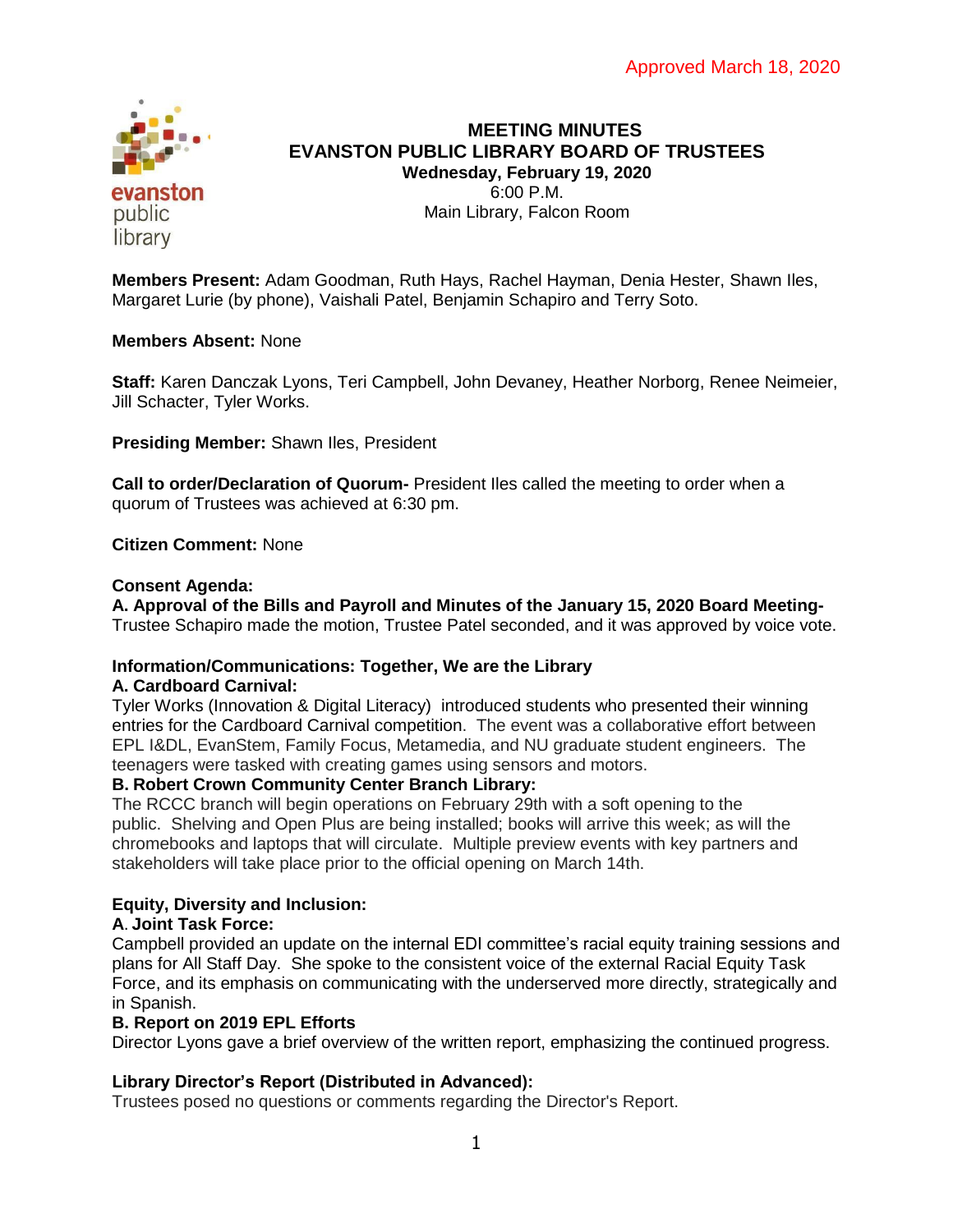Approved March 18, 2020

# MEETING MINUTES
# EVANSTON PUBLIC LIBRARY BOARD OF TRUSTEES

**Wednesday, February 19, 2020**
6:00 P.M.
Main Library, Falcon Room

**Members Present:** Adam Goodman, Ruth Hays, Rachel Hayman, Denia Hester, Shawn Iles, Margaret Lurie (by phone), Vaishali Patel, Benjamin Schapiro and Terry Soto.

**Members Absent:** None

**Staff:** Karen Danczak Lyons, Teri Campbell, John Devaney, Heather Norborg, Renee Neimeier, Jill Schacter, Tyler Works.

**Presiding Member:** Shawn Iles, President

**Call to order/Declaration of Quorum-** President Iles called the meeting to order when a quorum of Trustees was achieved at 6:30 pm.

**Citizen Comment:** None

**Consent Agenda:**
**A. Approval of the Bills and Payroll and Minutes of the January 15, 2020 Board Meeting-** Trustee Schapiro made the motion, Trustee Patel seconded, and it was approved by voice vote.

**Information/Communications: Together, We are the Library**
**A. Cardboard Carnival:**
Tyler Works (Innovation & Digital Literacy) introduced students who presented their winning entries for the Cardboard Carnival competition. The event was a collaborative effort between EPL I&DL, EvanStem, Family Focus, Metamedia, and NU graduate student engineers. The teenagers were tasked with creating games using sensors and motors.
**B. Robert Crown Community Center Branch Library:**
The RCCC branch will begin operations on February 29th with a soft opening to the public. Shelving and Open Plus are being installed; books will arrive this week; as will the chromebooks and laptops that will circulate. Multiple preview events with key partners and stakeholders will take place prior to the official opening on March 14th.

**Equity, Diversity and Inclusion:**
**A. Joint Task Force:**
Campbell provided an update on the internal EDI committee's racial equity training sessions and plans for All Staff Day. She spoke to the consistent voice of the external Racial Equity Task Force, and its emphasis on communicating with the underserved more directly, strategically and in Spanish.
**B. Report on 2019 EPL Efforts**
Director Lyons gave a brief overview of the written report, emphasizing the continued progress.

**Library Director's Report (Distributed in Advanced):**
Trustees posed no questions or comments regarding the Director's Report.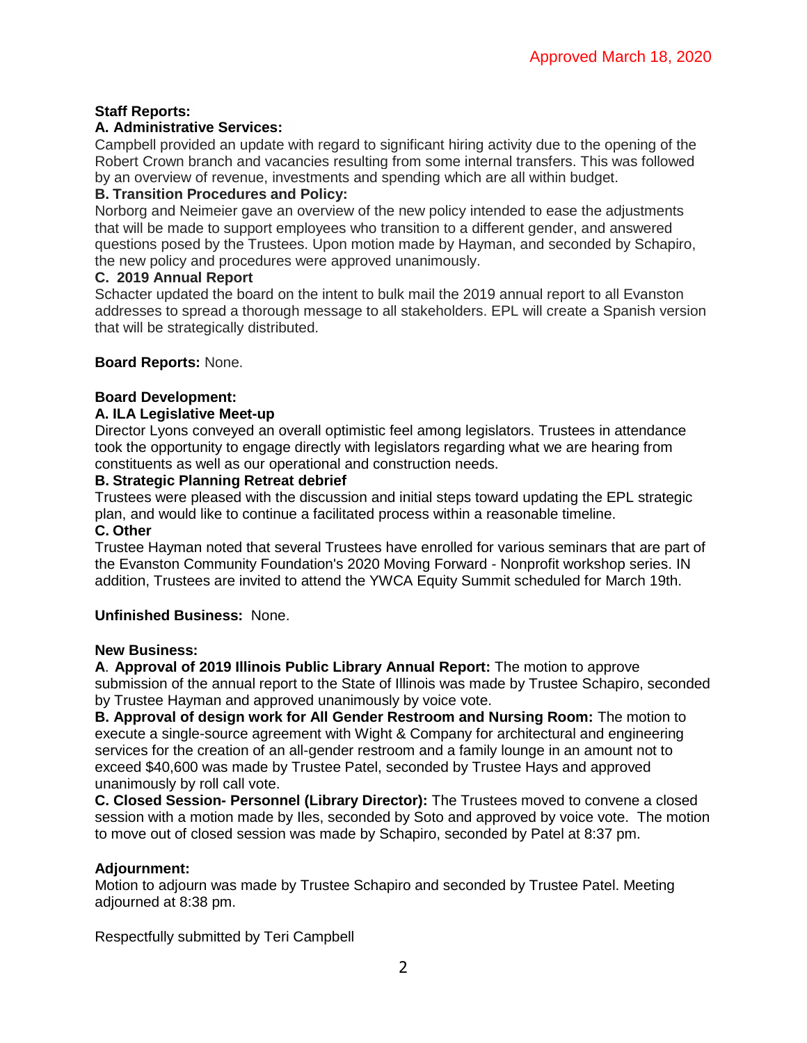Approved March 18, 2020

**Staff Reports:**

**A. Administrative Services:**

Campbell provided an update with regard to significant hiring activity due to the opening of the Robert Crown branch and vacancies resulting from some internal transfers. This was followed by an overview of revenue, investments and spending which are all within budget.

**B. Transition Procedures and Policy:**

Norborg and Neimeier gave an overview of the new policy intended to ease the adjustments that will be made to support employees who transition to a different gender, and answered questions posed by the Trustees. Upon motion made by Hayman, and seconded by Schapiro, the new policy and procedures were approved unanimously.

**C. 2019 Annual Report**

Schacter updated the board on the intent to bulk mail the 2019 annual report to all Evanston addresses to spread a thorough message to all stakeholders. EPL will create a Spanish version that will be strategically distributed.

**Board Reports:** None.

**Board Development:**

**A. ILA Legislative Meet-up**

Director Lyons conveyed an overall optimistic feel among legislators. Trustees in attendance took the opportunity to engage directly with legislators regarding what we are hearing from constituents as well as our operational and construction needs.

**B. Strategic Planning Retreat debrief**

Trustees were pleased with the discussion and initial steps toward updating the EPL strategic plan, and would like to continue a facilitated process within a reasonable timeline.

**C. Other**

Trustee Hayman noted that several Trustees have enrolled for various seminars that are part of the Evanston Community Foundation's 2020 Moving Forward - Nonprofit workshop series. IN addition, Trustees are invited to attend the YWCA Equity Summit scheduled for March 19th.

**Unfinished Business:** None.

**New Business:**

**A**. **Approval of 2019 Illinois Public Library Annual Report:** The motion to approve submission of the annual report to the State of Illinois was made by Trustee Schapiro, seconded by Trustee Hayman and approved unanimously by voice vote.

**B. Approval of design work for All Gender Restroom and Nursing Room:** The motion to execute a single-source agreement with Wight & Company for architectural and engineering services for the creation of an all-gender restroom and a family lounge in an amount not to exceed $40,600 was made by Trustee Patel, seconded by Trustee Hays and approved unanimously by roll call vote.

**C. Closed Session- Personnel (Library Director):** The Trustees moved to convene a closed session with a motion made by Iles, seconded by Soto and approved by voice vote. The motion to move out of closed session was made by Schapiro, seconded by Patel at 8:37 pm.

**Adjournment:**

Motion to adjourn was made by Trustee Schapiro and seconded by Trustee Patel. Meeting adjourned at 8:38 pm.

Respectfully submitted by Teri Campbell